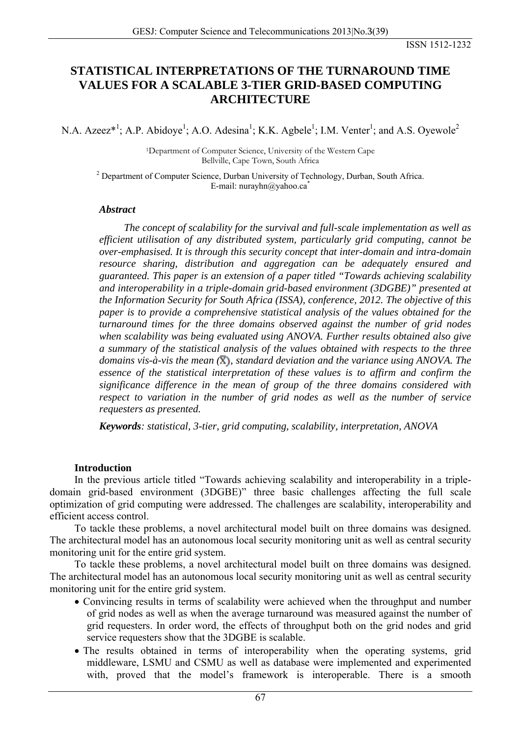ISSN 1512-1232

# STATISTICAL INTERPRETATIONS OF THE TURNAROUND TIME VALUES FOR A SCALABLE 3-TIER GRID-BASED COMPUTING ARCHITECTURE

N.A. Azeez*[1]; A.P. Abidoye[1]; A.O. Adesina[1]; K.K. Agbele[1]; I.M. Venter[1]; and A.S. Oyewole[2]

[1]Department of Computer Science, University of the Western Cape
Bellville, Cape Town, South Africa

[2] Department of Computer Science, Durban University of Technology, Durban, South Africa.
E-mail: nurayhn@yahoo.ca*

### *Abstract*

*The concept of scalability for the survival and full-scale implementation as well as efficient utilisation of any distributed system, particularly grid computing, cannot be over-emphasised. It is through this security concept that inter-domain and intra-domain resource sharing, distribution and aggregation can be adequately ensured and guaranteed. This paper is an extension of a paper titled "Towards achieving scalability and interoperability in a triple-domain grid-based environment (3DGBE)" presented at the Information Security for South Africa (ISSA), conference, 2012. The objective of this paper is to provide a comprehensive statistical analysis of the values obtained for the turnaround times for the three domains observed against the number of grid nodes when scalability was being evaluated using ANOVA. Further results obtained also give a summary of the statistical analysis of the values obtained with respects to the three domains vis-à-vis the mean ($\bar{X}$), standard deviation and the variance using ANOVA. The essence of the statistical interpretation of these values is to affirm and confirm the significance difference in the mean of group of the three domains considered with respect to variation in the number of grid nodes as well as the number of service requesters as presented.*

***Keywords**: statistical, 3-tier, grid computing, scalability, interpretation, ANOVA*

## Introduction

In the previous article titled "Towards achieving scalability and interoperability in a triple-domain grid-based environment (3DGBE)" three basic challenges affecting the full scale optimization of grid computing were addressed. The challenges are scalability, interoperability and efficient access control.

To tackle these problems, a novel architectural model built on three domains was designed. The architectural model has an autonomous local security monitoring unit as well as central security monitoring unit for the entire grid system.

To tackle these problems, a novel architectural model built on three domains was designed. The architectural model has an autonomous local security monitoring unit as well as central security monitoring unit for the entire grid system.

- Convincing results in terms of scalability were achieved when the throughput and number of grid nodes as well as when the average turnaround was measured against the number of grid requesters. In order word, the effects of throughput both on the grid nodes and grid service requesters show that the 3DGBE is scalable.
- The results obtained in terms of interoperability when the operating systems, grid middleware, LSMU and CSMU as well as database were implemented and experimented with, proved that the model's framework is interoperable. There is a smooth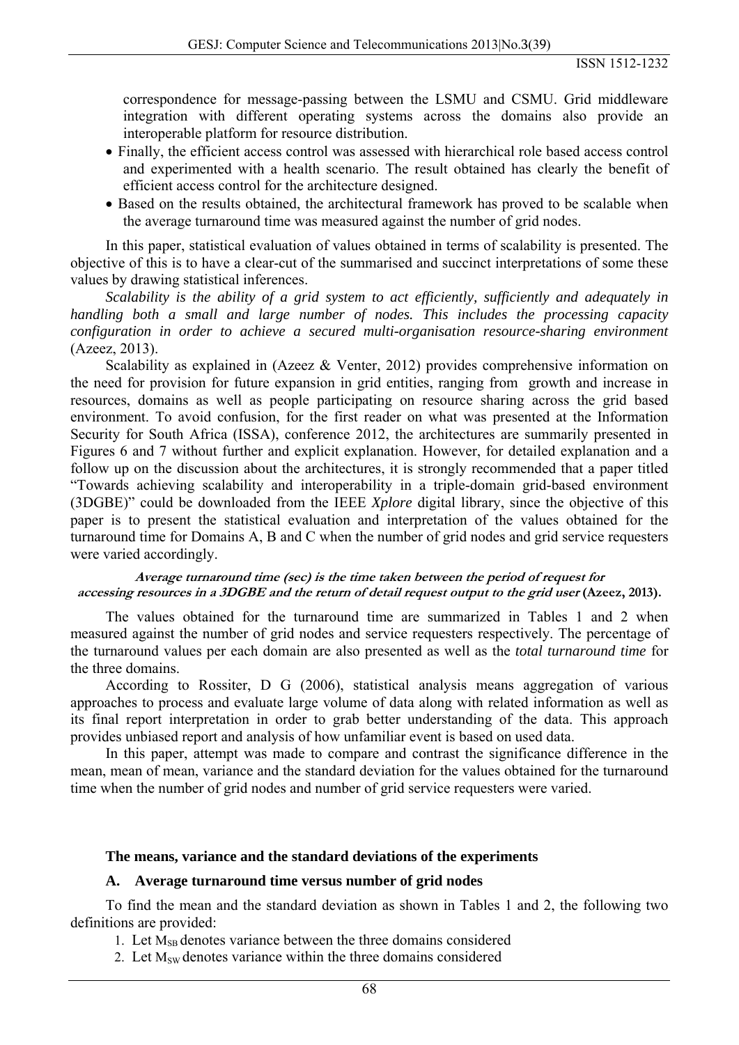correspondence for message-passing between the LSMU and CSMU. Grid middleware integration with different operating systems across the domains also provide an interoperable platform for resource distribution.

- Finally, the efficient access control was assessed with hierarchical role based access control and experimented with a health scenario. The result obtained has clearly the benefit of efficient access control for the architecture designed.
- Based on the results obtained, the architectural framework has proved to be scalable when the average turnaround time was measured against the number of grid nodes.

In this paper, statistical evaluation of values obtained in terms of scalability is presented. The objective of this is to have a clear-cut of the summarised and succinct interpretations of some these values by drawing statistical inferences.

*Scalability is the ability of a grid system to act efficiently, sufficiently and adequately in handling both a small and large number of nodes. This includes the processing capacity configuration in order to achieve a secured multi-organisation resource-sharing environment* (Azeez, 2013).

Scalability as explained in (Azeez & Venter, 2012) provides comprehensive information on the need for provision for future expansion in grid entities, ranging from growth and increase in resources, domains as well as people participating on resource sharing across the grid based environment. To avoid confusion, for the first reader on what was presented at the Information Security for South Africa (ISSA), conference 2012, the architectures are summarily presented in Figures 6 and 7 without further and explicit explanation. However, for detailed explanation and a follow up on the discussion about the architectures, it is strongly recommended that a paper titled "Towards achieving scalability and interoperability in a triple-domain grid-based environment (3DGBE)" could be downloaded from the IEEE *Xplore* digital library, since the objective of this paper is to present the statistical evaluation and interpretation of the values obtained for the turnaround time for Domains A, B and C when the number of grid nodes and grid service requesters were varied accordingly.

***Average turnaround time (sec) is the time taken between the period of request for accessing resources in a 3DGBE and the return of detail request output to the grid user* (Azeez, 2013).**

The values obtained for the turnaround time are summarized in Tables 1 and 2 when measured against the number of grid nodes and service requesters respectively. The percentage of the turnaround values per each domain are also presented as well as the *total turnaround time* for the three domains.

According to Rossiter, D G (2006), statistical analysis means aggregation of various approaches to process and evaluate large volume of data along with related information as well as its final report interpretation in order to grab better understanding of the data. This approach provides unbiased report and analysis of how unfamiliar event is based on used data.

In this paper, attempt was made to compare and contrast the significance difference in the mean, mean of mean, variance and the standard deviation for the values obtained for the turnaround time when the number of grid nodes and number of grid service requesters were varied.

## The means, variance and the standard deviations of the experiments

### A. Average turnaround time versus number of grid nodes

To find the mean and the standard deviation as shown in Tables 1 and 2, the following two definitions are provided:

1. Let $M_{SB}$ denotes variance between the three domains considered
2. Let $M_{SW}$ denotes variance within the three domains considered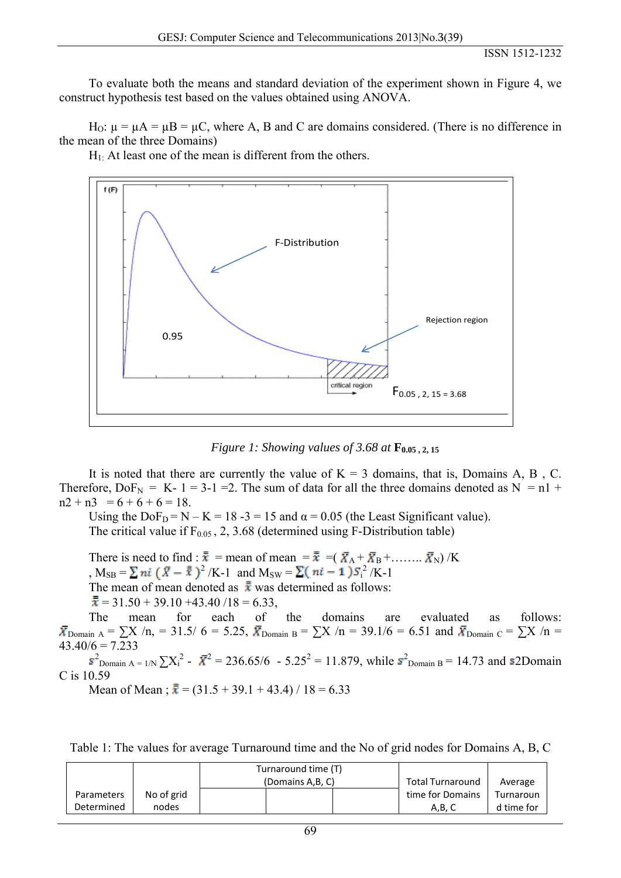To evaluate both the means and standard deviation of the experiment shown in Figure 4, we construct hypothesis test based on the values obtained using ANOVA.

$H_O$: μ = μA = μB = μC, where A, B and C are domains considered. (There is no difference in the mean of the three Domains)

$H_1$: At least one of the mean is different from the others.

Figure 1: Showing values of 3.68 at $F_{0.05, 2, 15}$

It is noted that there are currently the value of K = 3 domains, that is, Domains A, B , C. Therefore, $DoF_N$ = K- 1 = 3-1 =2. The sum of data for all the three domains denoted as N = n1 + n2 + n3 = 6 + 6 + 6 = 18.

Using the $DoF_D$ = N – K = 18 -3 = 15 and α = 0.05 (the Least Significant value).

The critical value if $F_{0.05}$ , 2, 3.68 (determined using F-Distribution table)

There is need to find : $\bar{\bar{x}}$ = mean of mean = $\bar{\bar{x}}$ =( $\bar{X}_A + \bar{X}_B + \ldots\ldots \bar{X}_N$) /K

, $M_{SB} = \sum ni\ (\bar{X} - \bar{\bar{x}})^2$ /K-1 and $M_{SW} = \sum (ni - 1) S_i^2$ /K-1

The mean of mean denoted as $\bar{\bar{x}}$ was determined as follows:

$\bar{\bar{x}}$ = 31.50 + 39.10 +43.40 /18 = 6.33,

The mean for each of the domains are evaluated as follows: $\bar{X}_{Domain\ A} = \sum X$ /n, = 31.5/ 6 = 5.25, $\bar{X}_{Domain\ B} = \sum X$ /n = 39.1/6 = 6.51 and $\bar{X}_{Domain\ C} = \sum X$ /n = 43.40/6 = 7.233

$s^2_{Domain\ A} = 1/N \sum X_i^2 - \bar{X}^2$ = 236.65/6 - $5.25^2$ = 11.879, while $s^2_{Domain\ B}$ = 14.73 and $s2$Domain C is 10.59

Mean of Mean ; $\bar{\bar{x}}$ = (31.5 + 39.1 + 43.4) / 18 = 6.33

Table 1: The values for average Turnaround time and the No of grid nodes for Domains A, B, C

| Parameters Determined | No of grid nodes | Turnaround time (T) (Domains A,B, C) | | | Total Turnaround time for Domains A,B, C | Average Turnaround time for |
|---|---|---|---|---|---|---|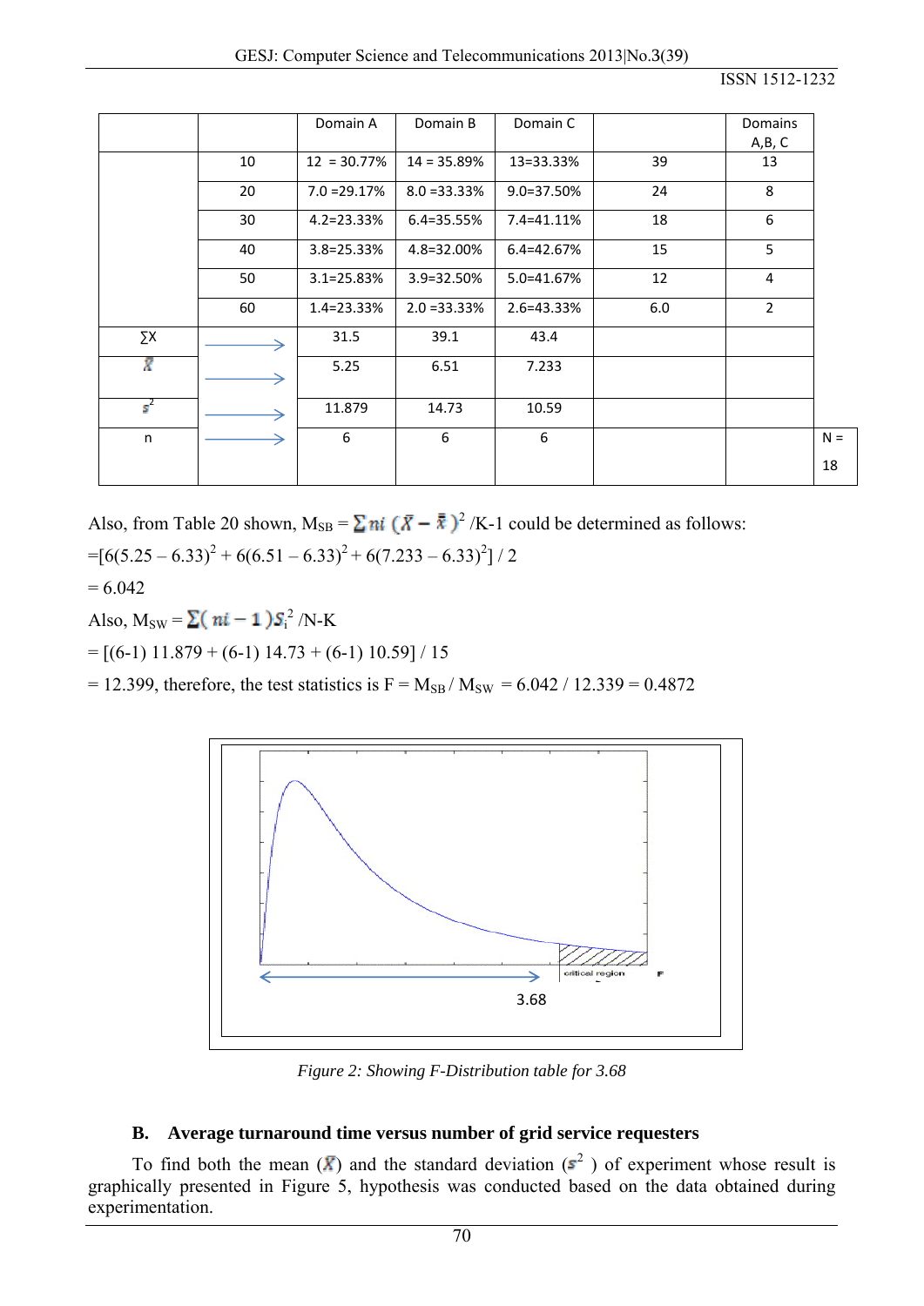| | | Domain A | Domain B | Domain C | | Domains A,B, C | |
|---|---|---|---|---|---|---|---|
| | 10 | 12 = 30.77% | 14 = 35.89% | 13=33.33% | 39 | 13 | |
| | 20 | 7.0 =29.17% | 8.0 =33.33% | 9.0=37.50% | 24 | 8 | |
| | 30 | 4.2=23.33% | 6.4=35.55% | 7.4=41.11% | 18 | 6 | |
| | 40 | 3.8=25.33% | 4.8=32.00% | 6.4=42.67% | 15 | 5 | |
| | 50 | 3.1=25.83% | 3.9=32.50% | 5.0=41.67% | 12 | 4 | |
| | 60 | 1.4=23.33% | 2.0 =33.33% | 2.6=43.33% | 6.0 | 2 | |
| ∑X | → | 31.5 | 39.1 | 43.4 | | | |
| $\bar{X}$ | → | 5.25 | 6.51 | 7.233 | | | |
| $s^2$ | → | 11.879 | 14.73 | 10.59 | | | |
| n | → | 6 | 6 | 6 | | | N = 18 |

Also, from Table 20 shown, $M_{SB} = \sum ni\,(\bar{X} - \bar{\bar{x}})^2$ /K-1 could be determined as follows:

$=[6(5.25 – 6.33)^2 + 6(6.51 – 6.33)^2 + 6(7.233 – 6.33)^2] / 2$

= 6.042

Also, $M_{SW} = \sum(ni - 1)S_i^2$ /N-K

= [(6-1) 11.879 + (6-1) 14.73 + (6-1) 10.59] / 15

= 12.399, therefore, the test statistics is F = $M_{SB}$ / $M_{SW}$ = 6.042 / 12.339 = 0.4872

*Figure 2: Showing F-Distribution table for 3.68*

### B. Average turnaround time versus number of grid service requesters

To find both the mean ($\bar{X}$) and the standard deviation ($s^2$) of experiment whose result is graphically presented in Figure 5, hypothesis was conducted based on the data obtained during experimentation.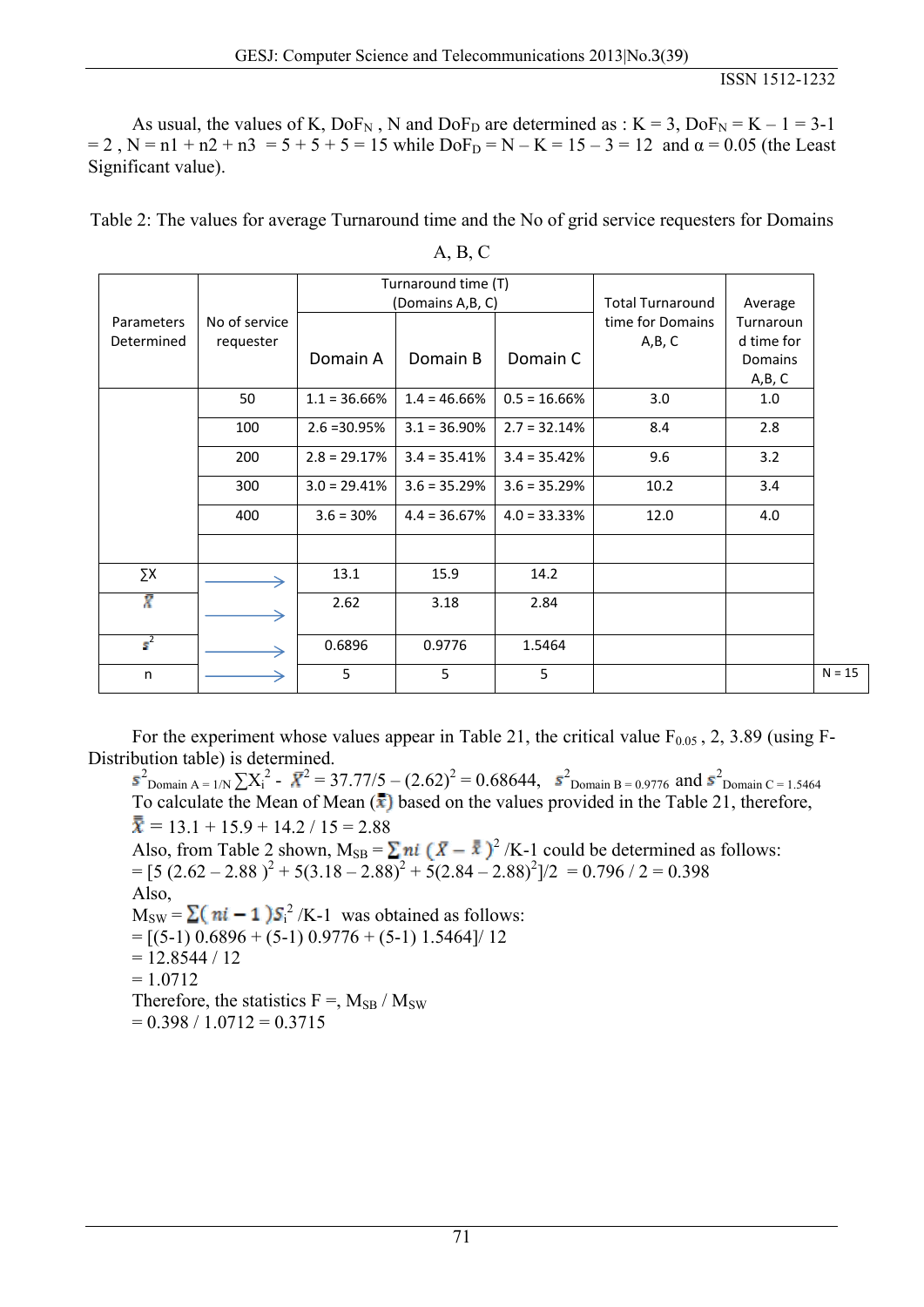As usual, the values of K, $DoF_N$ , N and $DoF_D$ are determined as : K = 3, $DoF_N$ = K – 1 = 3-1 = 2 , N = n1 + n2 + n3 = 5 + 5 + 5 = 15 while $DoF_D$ = N – K = 15 – 3 = 12 and α = 0.05 (the Least Significant value).

Table 2: The values for average Turnaround time and the No of grid service requesters for Domains A, B, C

| Parameters Determined | No of service requester | Turnaround time (T) (Domains A,B, C) | | | Total Turnaround time for Domains A,B, C | Average Turnaround time for Domains A,B, C | |
|---|---|---|---|---|---|---|---|
| | | Domain A | Domain B | Domain C | | | |
| | 50 | 1.1 = 36.66% | 1.4 = 46.66% | 0.5 = 16.66% | 3.0 | 1.0 | |
| | 100 | 2.6 =30.95% | 3.1 = 36.90% | 2.7 = 32.14% | 8.4 | 2.8 | |
| | 200 | 2.8 = 29.17% | 3.4 = 35.41% | 3.4 = 35.42% | 9.6 | 3.2 | |
| | 300 | 3.0 = 29.41% | 3.6 = 35.29% | 3.6 = 35.29% | 10.2 | 3.4 | |
| | 400 | 3.6 = 30% | 4.4 = 36.67% | 4.0 = 33.33% | 12.0 | 4.0 | |
| | | | | | | | |
| ∑X | → | 13.1 | 15.9 | 14.2 | | | |
| $\bar{X}$ | → | 2.62 | 3.18 | 2.84 | | | |
| $s^2$ | → | 0.6896 | 0.9776 | 1.5464 | | | |
| n | → | 5 | 5 | 5 | | | N = 15 |

For the experiment whose values appear in Table 21, the critical value $F_{0.05}$ , 2, 3.89 (using F-Distribution table) is determined.

$s^2_{\text{Domain A} = 1/N} \sum X_i^2 - \bar{X}^2 = 37.77/5 - (2.62)^2 = 0.68644$, $s^2_{\text{Domain B} = 0.9776}$ and $s^2_{\text{Domain C} = 1.5464}$

To calculate the Mean of Mean ($\bar{\bar{X}}$) based on the values provided in the Table 21, therefore,

$\bar{\bar{X}}$ = 13.1 + 15.9 + 14.2 / 15 = 2.88

Also, from Table 2 shown, $M_{SB} = \sum ni\ (\bar{X} - \bar{\bar{X}})^2$ /K-1 could be determined as follows:

= [5 (2.62 – 2.88 $)^2$ + 5(3.18 – 2.88$)^2$ + 5(2.84 – 2.88$)^2$]/2 = 0.796 / 2 = 0.398

Also,

$M_{SW} = \sum (ni - 1) S_i^2$ /K-1 was obtained as follows:

= [(5-1) 0.6896 + (5-1) 0.9776 + (5-1) 1.5464]/ 12

= 12.8544 / 12

= 1.0712

Therefore, the statistics F =, $M_{SB}$ / $M_{SW}$

= 0.398 / 1.0712 = 0.3715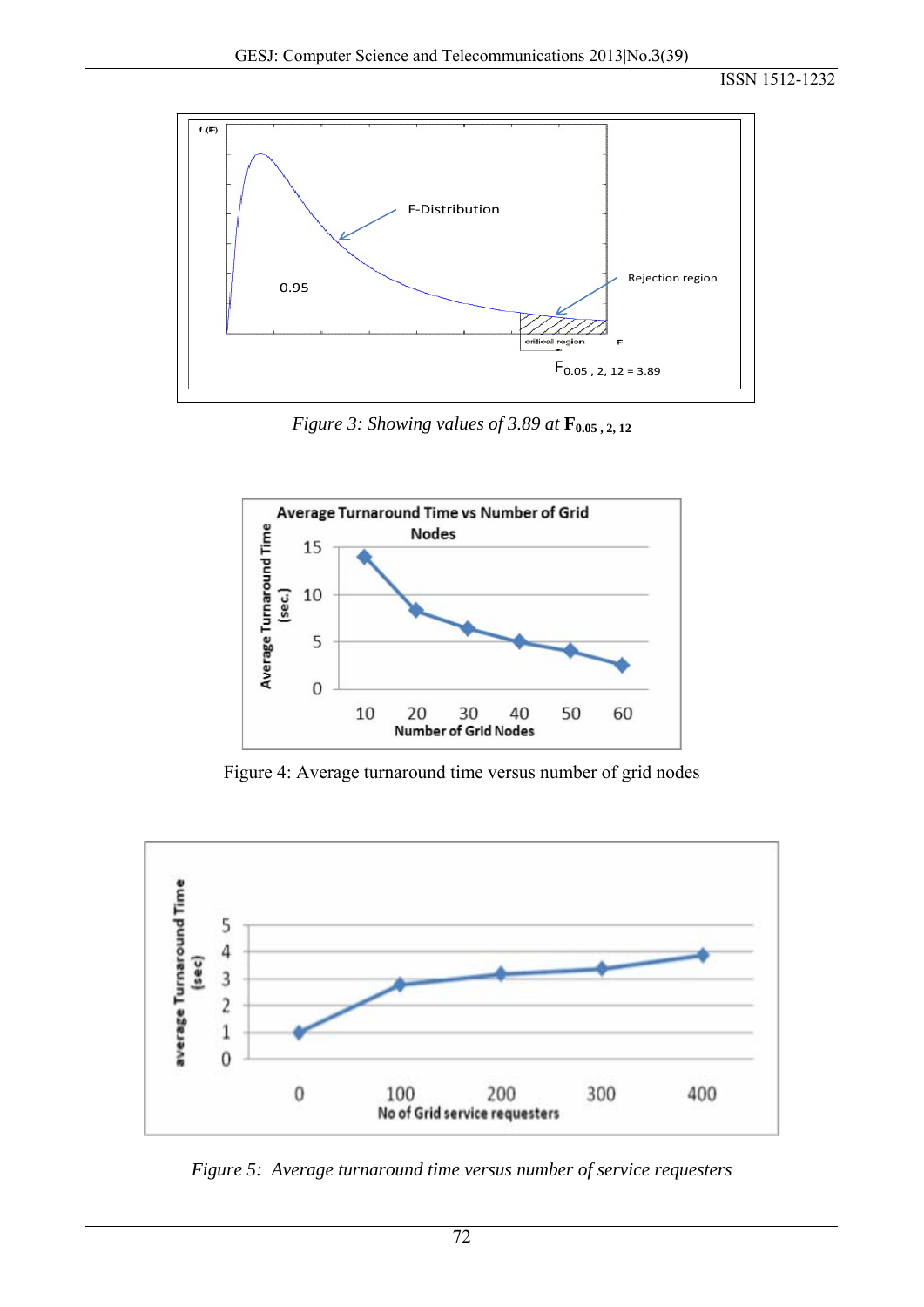*Figure 3: Showing values of 3.89 at* $\mathbf{F}_{0.05,2,12}$

Figure 4: Average turnaround time versus number of grid nodes

*Figure 5: Average turnaround time versus number of service requesters*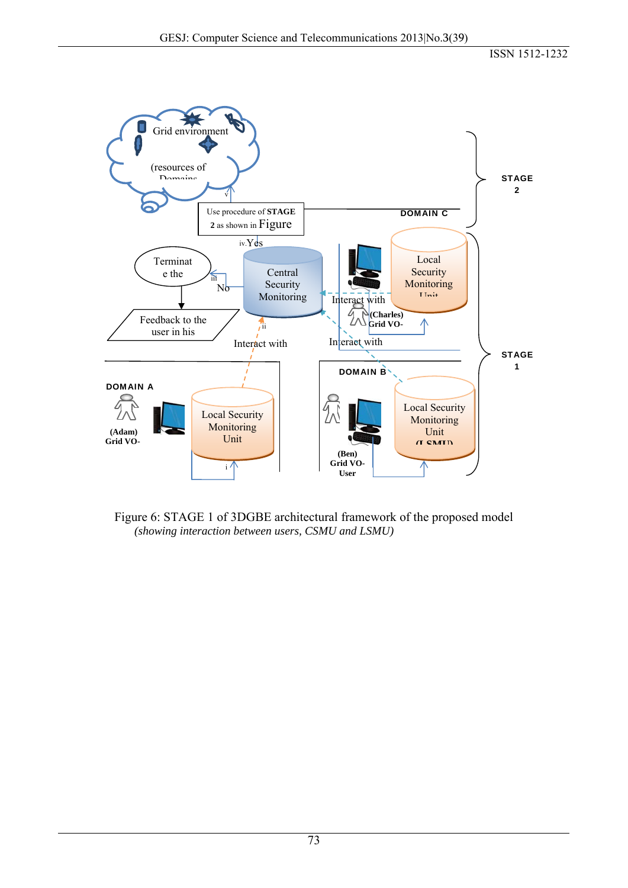Figure 6: STAGE 1 of 3DGBE architectural framework of the proposed model

*(showing interaction between users, CSMU and LSMU)*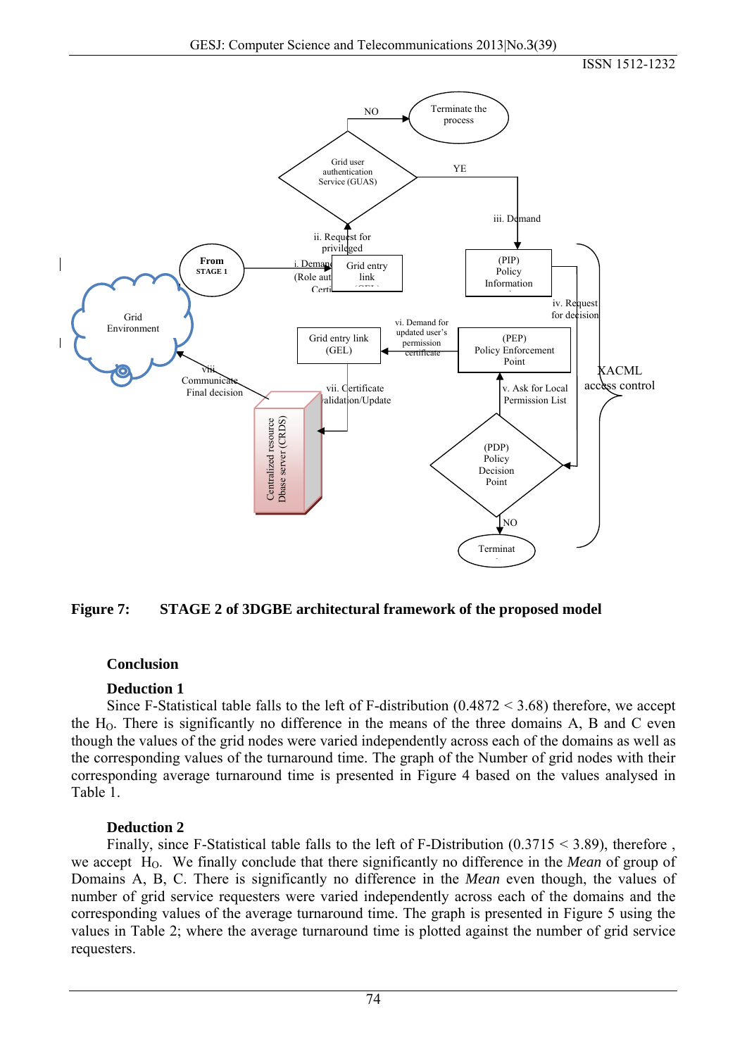**Figure 7: STAGE 2 of 3DGBE architectural framework of the proposed model**

### Conclusion

**Deduction 1**

Since F-Statistical table falls to the left of F-distribution (0.4872 < 3.68) therefore, we accept the $H_O$. There is significantly no difference in the means of the three domains A, B and C even though the values of the grid nodes were varied independently across each of the domains as well as the corresponding values of the turnaround time. The graph of the Number of grid nodes with their corresponding average turnaround time is presented in Figure 4 based on the values analysed in Table 1.

**Deduction 2**

Finally, since F-Statistical table falls to the left of F-Distribution (0.3715 < 3.89), therefore , we accept $H_O$. We finally conclude that there significantly no difference in the *Mean* of group of Domains A, B, C. There is significantly no difference in the *Mean* even though, the values of number of grid service requesters were varied independently across each of the domains and the corresponding values of the average turnaround time. The graph is presented in Figure 5 using the values in Table 2; where the average turnaround time is plotted against the number of grid service requesters.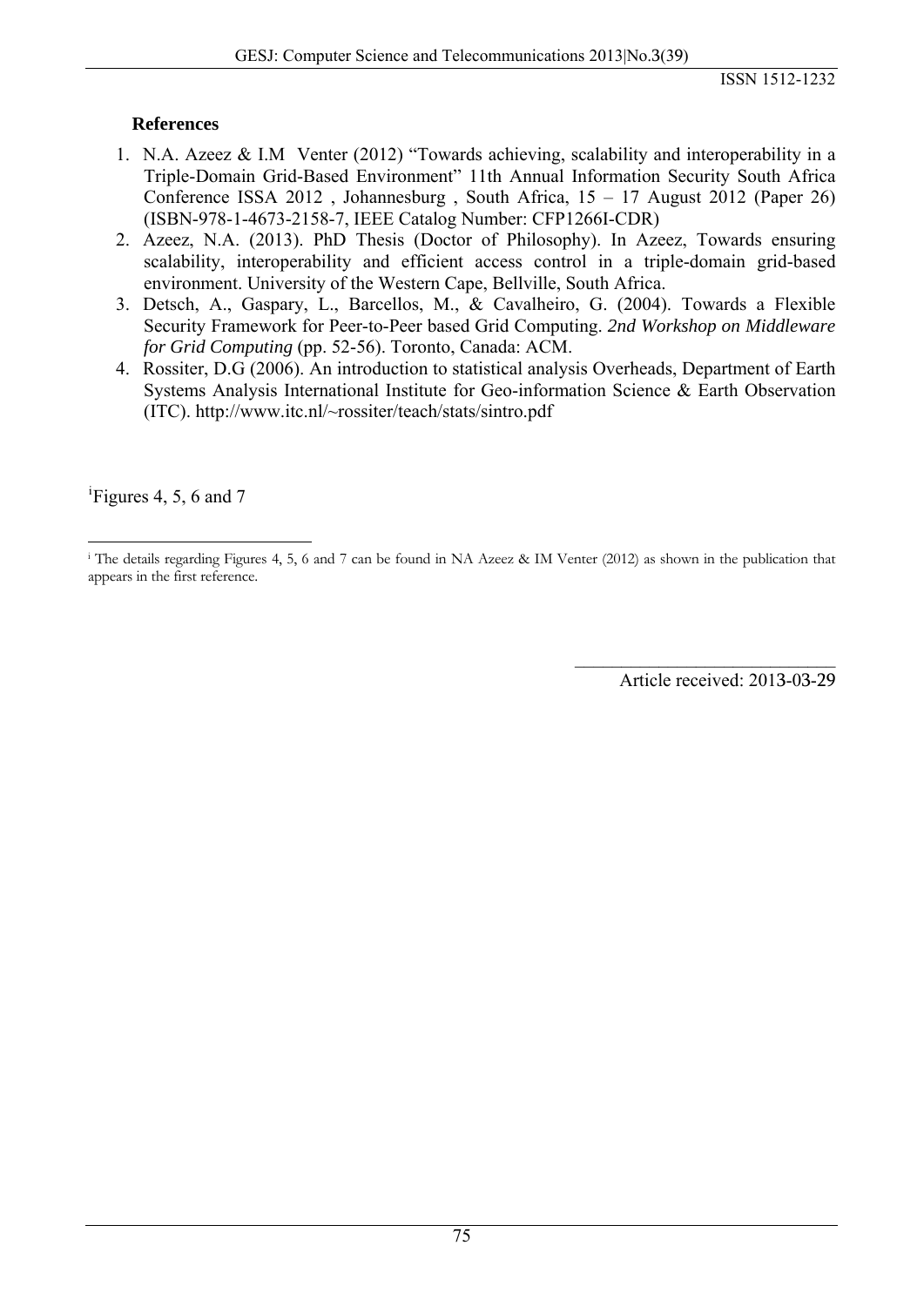### References

1. N.A. Azeez & I.M Venter (2012) "Towards achieving, scalability and interoperability in a Triple-Domain Grid-Based Environment" 11th Annual Information Security South Africa Conference ISSA 2012 , Johannesburg , South Africa, 15 – 17 August 2012 (Paper 26) (ISBN-978-1-4673-2158-7, IEEE Catalog Number: CFP1266I-CDR)
2. Azeez, N.A. (2013). PhD Thesis (Doctor of Philosophy). In Azeez, Towards ensuring scalability, interoperability and efficient access control in a triple-domain grid-based environment. University of the Western Cape, Bellville, South Africa.
3. Detsch, A., Gaspary, L., Barcellos, M., & Cavalheiro, G. (2004). Towards a Flexible Security Framework for Peer-to-Peer based Grid Computing. *2nd Workshop on Middleware for Grid Computing* (pp. 52-56). Toronto, Canada: ACM.
4. Rossiter, D.G (2006). An introduction to statistical analysis Overheads, Department of Earth Systems Analysis International Institute for Geo-information Science & Earth Observation (ITC). http://www.itc.nl/~rossiter/teach/stats/sintro.pdf

[i]Figures 4, 5, 6 and 7

---

[i] The details regarding Figures 4, 5, 6 and 7 can be found in NA Azeez & IM Venter (2012) as shown in the publication that appears in the first reference.

Article received: 2013-03-29